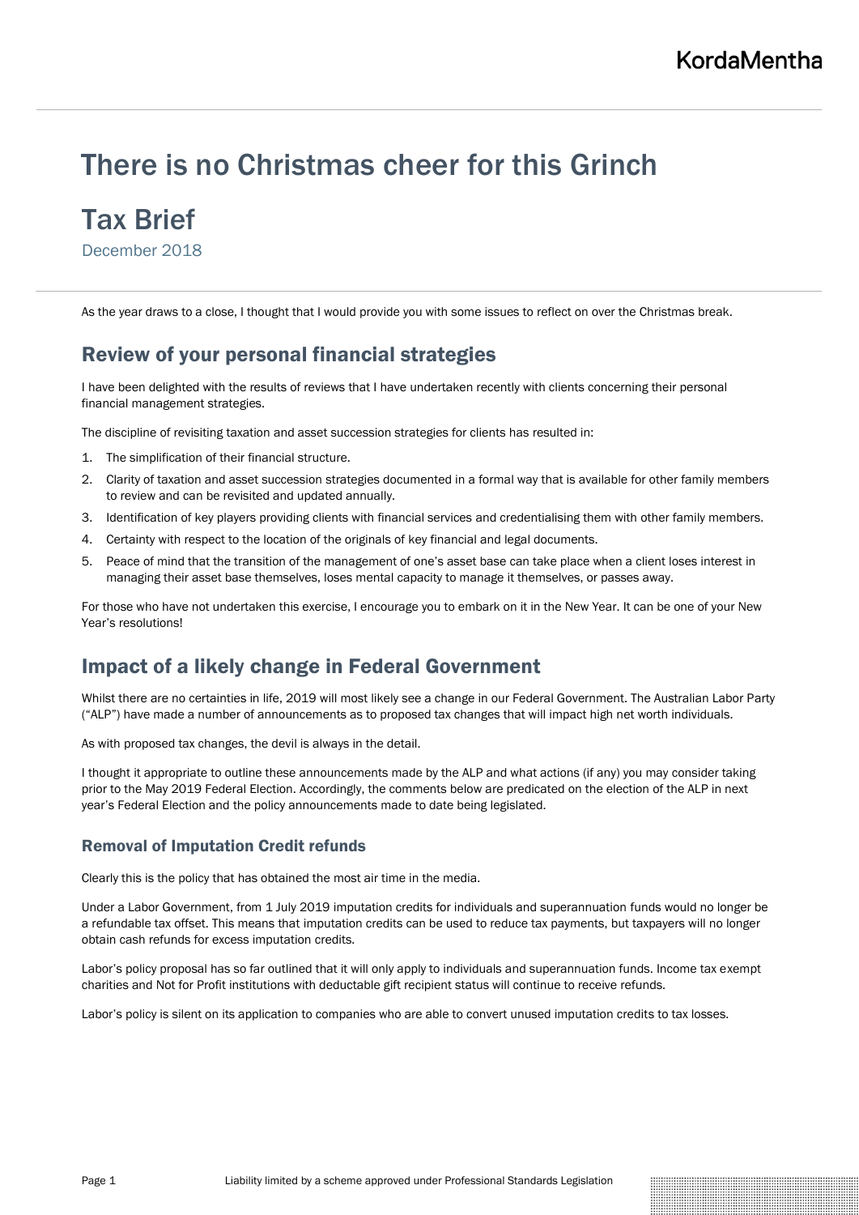# There is no Christmas cheer for this Grinch

# Tax Brief

December 2018

As the year draws to a close, I thought that I would provide you with some issues to reflect on over the Christmas break.

## Review of your personal financial strategies

I have been delighted with the results of reviews that I have undertaken recently with clients concerning their personal financial management strategies.

The discipline of revisiting taxation and asset succession strategies for clients has resulted in:

1. The simplification of their financial structure.
2. Clarity of taxation and asset succession strategies documented in a formal way that is available for other family members to review and can be revisited and updated annually.
3. Identification of key players providing clients with financial services and credentialising them with other family members.
4. Certainty with respect to the location of the originals of key financial and legal documents.
5. Peace of mind that the transition of the management of one's asset base can take place when a client loses interest in managing their asset base themselves, loses mental capacity to manage it themselves, or passes away.

For those who have not undertaken this exercise, I encourage you to embark on it in the New Year. It can be one of your New Year's resolutions!

## Impact of a likely change in Federal Government

Whilst there are no certainties in life, 2019 will most likely see a change in our Federal Government. The Australian Labor Party ("ALP") have made a number of announcements as to proposed tax changes that will impact high net worth individuals.

As with proposed tax changes, the devil is always in the detail.

I thought it appropriate to outline these announcements made by the ALP and what actions (if any) you may consider taking prior to the May 2019 Federal Election. Accordingly, the comments below are predicated on the election of the ALP in next year's Federal Election and the policy announcements made to date being legislated.

### Removal of Imputation Credit refunds

Clearly this is the policy that has obtained the most air time in the media.

Under a Labor Government, from 1 July 2019 imputation credits for individuals and superannuation funds would no longer be a refundable tax offset. This means that imputation credits can be used to reduce tax payments, but taxpayers will no longer obtain cash refunds for excess imputation credits.

Labor's policy proposal has so far outlined that it will only apply to individuals and superannuation funds. Income tax exempt charities and Not for Profit institutions with deductable gift recipient status will continue to receive refunds.

Labor's policy is silent on its application to companies who are able to convert unused imputation credits to tax losses.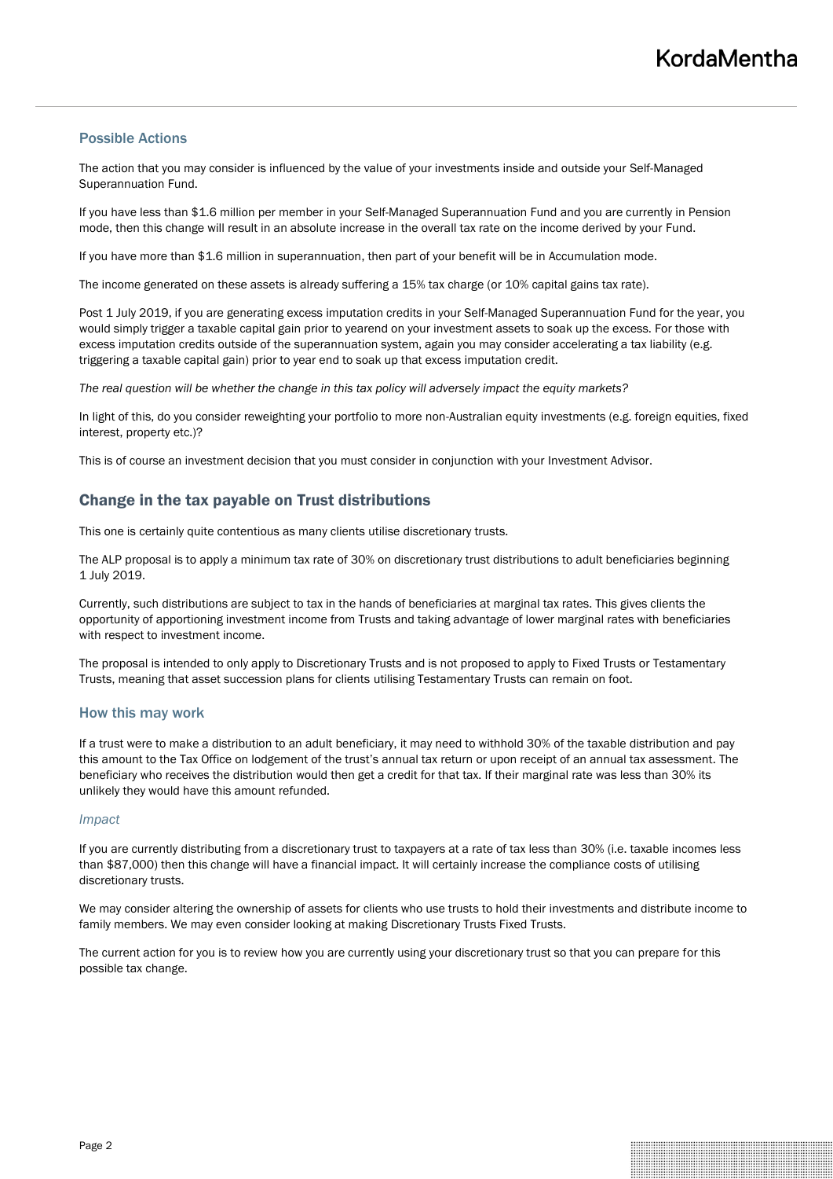### Possible Actions

The action that you may consider is influenced by the value of your investments inside and outside your Self-Managed Superannuation Fund.

If you have less than $1.6 million per member in your Self-Managed Superannuation Fund and you are currently in Pension mode, then this change will result in an absolute increase in the overall tax rate on the income derived by your Fund.

If you have more than $1.6 million in superannuation, then part of your benefit will be in Accumulation mode.

The income generated on these assets is already suffering a 15% tax charge (or 10% capital gains tax rate).

Post 1 July 2019, if you are generating excess imputation credits in your Self-Managed Superannuation Fund for the year, you would simply trigger a taxable capital gain prior to yearend on your investment assets to soak up the excess. For those with excess imputation credits outside of the superannuation system, again you may consider accelerating a tax liability (e.g. triggering a taxable capital gain) prior to year end to soak up that excess imputation credit.

*The real question will be whether the change in this tax policy will adversely impact the equity markets?*

In light of this, do you consider reweighting your portfolio to more non-Australian equity investments (e.g. foreign equities, fixed interest, property etc.)?

This is of course an investment decision that you must consider in conjunction with your Investment Advisor.

## Change in the tax payable on Trust distributions

This one is certainly quite contentious as many clients utilise discretionary trusts.

The ALP proposal is to apply a minimum tax rate of 30% on discretionary trust distributions to adult beneficiaries beginning 1 July 2019.

Currently, such distributions are subject to tax in the hands of beneficiaries at marginal tax rates. This gives clients the opportunity of apportioning investment income from Trusts and taking advantage of lower marginal rates with beneficiaries with respect to investment income.

The proposal is intended to only apply to Discretionary Trusts and is not proposed to apply to Fixed Trusts or Testamentary Trusts, meaning that asset succession plans for clients utilising Testamentary Trusts can remain on foot.

### How this may work

If a trust were to make a distribution to an adult beneficiary, it may need to withhold 30% of the taxable distribution and pay this amount to the Tax Office on lodgement of the trust's annual tax return or upon receipt of an annual tax assessment. The beneficiary who receives the distribution would then get a credit for that tax. If their marginal rate was less than 30% its unlikely they would have this amount refunded.

#### *Impact*

If you are currently distributing from a discretionary trust to taxpayers at a rate of tax less than 30% (i.e. taxable incomes less than $87,000) then this change will have a financial impact. It will certainly increase the compliance costs of utilising discretionary trusts.

We may consider altering the ownership of assets for clients who use trusts to hold their investments and distribute income to family members. We may even consider looking at making Discretionary Trusts Fixed Trusts.

The current action for you is to review how you are currently using your discretionary trust so that you can prepare for this possible tax change.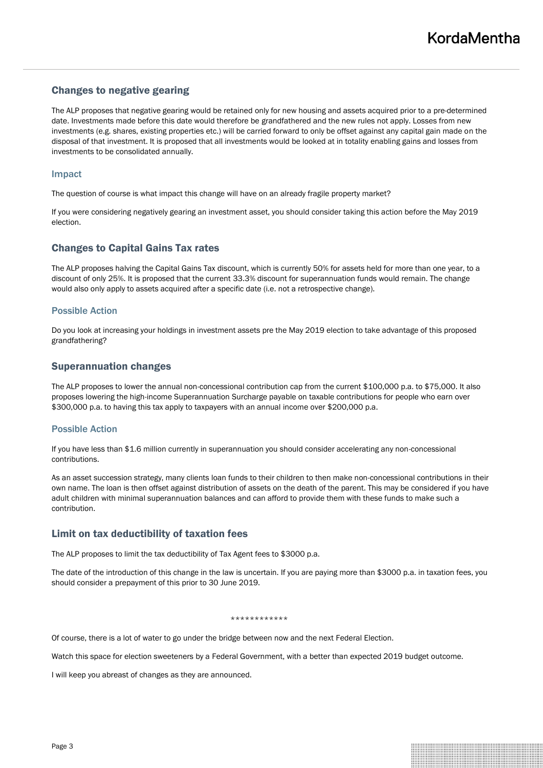## Changes to negative gearing

The ALP proposes that negative gearing would be retained only for new housing and assets acquired prior to a pre-determined date. Investments made before this date would therefore be grandfathered and the new rules not apply. Losses from new investments (e.g. shares, existing properties etc.) will be carried forward to only be offset against any capital gain made on the disposal of that investment. It is proposed that all investments would be looked at in totality enabling gains and losses from investments to be consolidated annually.

### Impact

The question of course is what impact this change will have on an already fragile property market?

If you were considering negatively gearing an investment asset, you should consider taking this action before the May 2019 election.

## Changes to Capital Gains Tax rates

The ALP proposes halving the Capital Gains Tax discount, which is currently 50% for assets held for more than one year, to a discount of only 25%. It is proposed that the current 33.3% discount for superannuation funds would remain. The change would also only apply to assets acquired after a specific date (i.e. not a retrospective change).

### Possible Action

Do you look at increasing your holdings in investment assets pre the May 2019 election to take advantage of this proposed grandfathering?

## Superannuation changes

The ALP proposes to lower the annual non-concessional contribution cap from the current $100,000 p.a. to $75,000. It also proposes lowering the high-income Superannuation Surcharge payable on taxable contributions for people who earn over $300,000 p.a. to having this tax apply to taxpayers with an annual income over $200,000 p.a.

### Possible Action

If you have less than $1.6 million currently in superannuation you should consider accelerating any non-concessional contributions.

As an asset succession strategy, many clients loan funds to their children to then make non-concessional contributions in their own name. The loan is then offset against distribution of assets on the death of the parent. This may be considered if you have adult children with minimal superannuation balances and can afford to provide them with these funds to make such a contribution.

## Limit on tax deductibility of taxation fees

The ALP proposes to limit the tax deductibility of Tax Agent fees to $3000 p.a.

The date of the introduction of this change in the law is uncertain. If you are paying more than $3000 p.a. in taxation fees, you should consider a prepayment of this prior to 30 June 2019.

************

Of course, there is a lot of water to go under the bridge between now and the next Federal Election.

Watch this space for election sweeteners by a Federal Government, with a better than expected 2019 budget outcome.

I will keep you abreast of changes as they are announced.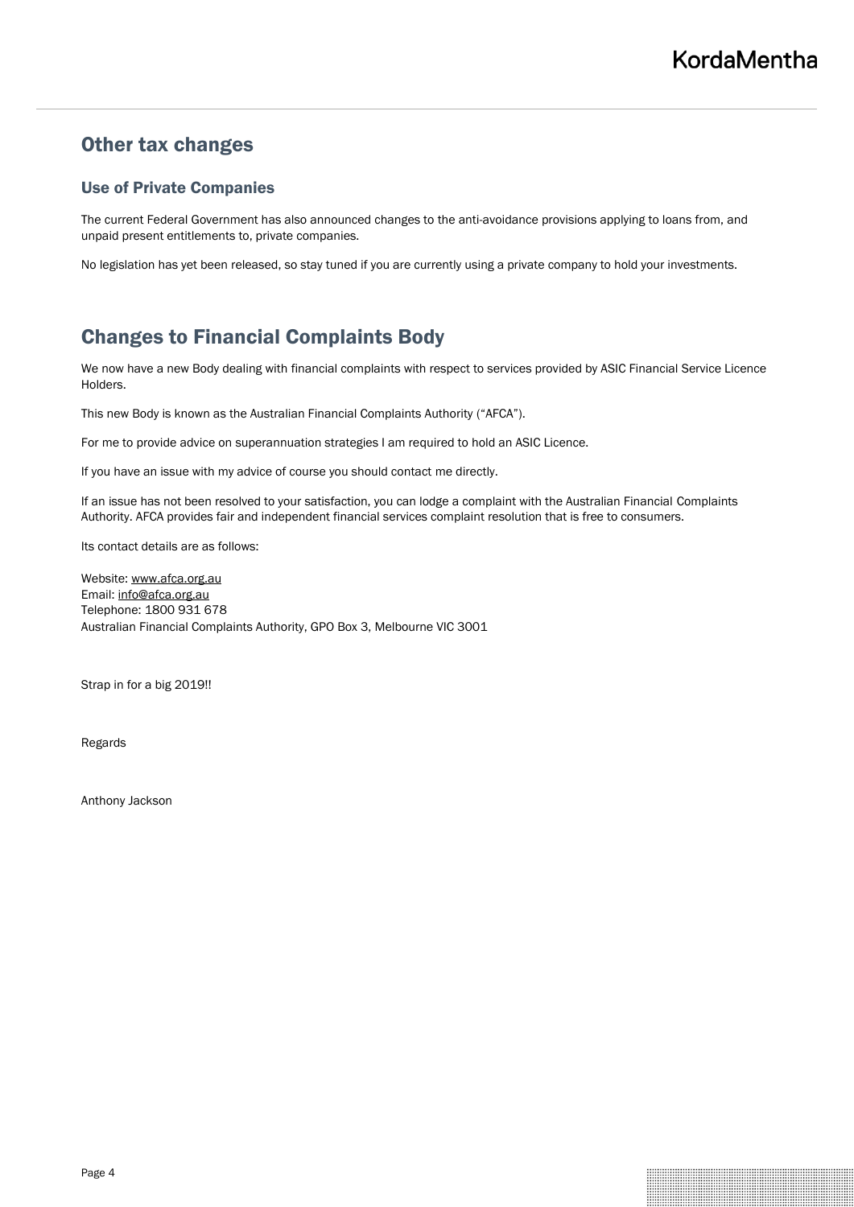## Other tax changes

### Use of Private Companies

The current Federal Government has also announced changes to the anti-avoidance provisions applying to loans from, and unpaid present entitlements to, private companies.

No legislation has yet been released, so stay tuned if you are currently using a private company to hold your investments.

## Changes to Financial Complaints Body

We now have a new Body dealing with financial complaints with respect to services provided by ASIC Financial Service Licence Holders.

This new Body is known as the Australian Financial Complaints Authority ("AFCA").

For me to provide advice on superannuation strategies I am required to hold an ASIC Licence.

If you have an issue with my advice of course you should contact me directly.

If an issue has not been resolved to your satisfaction, you can lodge a complaint with the Australian Financial Complaints Authority. AFCA provides fair and independent financial services complaint resolution that is free to consumers.

Its contact details are as follows:

Website: www.afca.org.au
Email: info@afca.org.au
Telephone: 1800 931 678
Australian Financial Complaints Authority, GPO Box 3, Melbourne VIC 3001

Strap in for a big 2019!!

Regards

Anthony Jackson